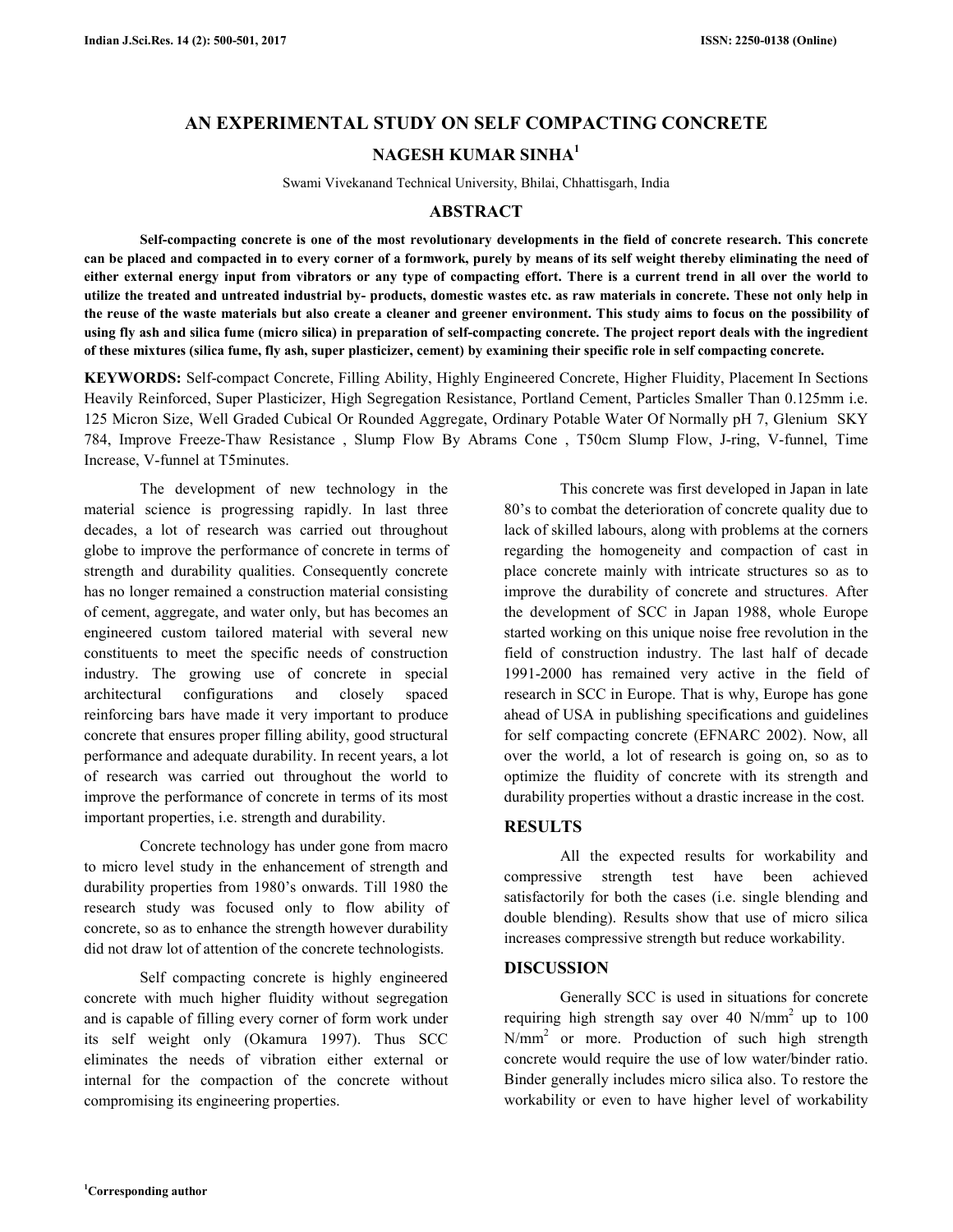# AN EXPERIMENTAL STUDY ON SELF COMPACTING CONCRETE

**NAGESH KUMAR SINHA[1]**

Swami Vivekanand Technical University, Bhilai, Chhattisgarh, India

## ABSTRACT

**Self-compacting concrete is one of the most revolutionary developments in the field of concrete research. This concrete can be placed and compacted in to every corner of a formwork, purely by means of its self weight thereby eliminating the need of either external energy input from vibrators or any type of compacting effort. There is a current trend in all over the world to utilize the treated and untreated industrial by- products, domestic wastes etc. as raw materials in concrete. These not only help in the reuse of the waste materials but also create a cleaner and greener environment. This study aims to focus on the possibility of using fly ash and silica fume (micro silica) in preparation of self-compacting concrete. The project report deals with the ingredient of these mixtures (silica fume, fly ash, super plasticizer, cement) by examining their specific role in self compacting concrete.**

**KEYWORDS:** Self-compact Concrete, Filling Ability, Highly Engineered Concrete, Higher Fluidity, Placement In Sections Heavily Reinforced, Super Plasticizer, High Segregation Resistance, Portland Cement, Particles Smaller Than 0.125mm i.e. 125 Micron Size, Well Graded Cubical Or Rounded Aggregate, Ordinary Potable Water Of Normally pH 7, Glenium SKY 784, Improve Freeze-Thaw Resistance , Slump Flow By Abrams Cone , T50cm Slump Flow, J-ring, V-funnel, Time Increase, V-funnel at T5minutes.

The development of new technology in the material science is progressing rapidly. In last three decades, a lot of research was carried out throughout globe to improve the performance of concrete in terms of strength and durability qualities. Consequently concrete has no longer remained a construction material consisting of cement, aggregate, and water only, but has becomes an engineered custom tailored material with several new constituents to meet the specific needs of construction industry. The growing use of concrete in special architectural configurations and closely spaced reinforcing bars have made it very important to produce concrete that ensures proper filling ability, good structural performance and adequate durability. In recent years, a lot of research was carried out throughout the world to improve the performance of concrete in terms of its most important properties, i.e. strength and durability.

Concrete technology has under gone from macro to micro level study in the enhancement of strength and durability properties from 1980's onwards. Till 1980 the research study was focused only to flow ability of concrete, so as to enhance the strength however durability did not draw lot of attention of the concrete technologists.

Self compacting concrete is highly engineered concrete with much higher fluidity without segregation and is capable of filling every corner of form work under its self weight only (Okamura 1997). Thus SCC eliminates the needs of vibration either external or internal for the compaction of the concrete without compromising its engineering properties.

This concrete was first developed in Japan in late 80's to combat the deterioration of concrete quality due to lack of skilled labours, along with problems at the corners regarding the homogeneity and compaction of cast in place concrete mainly with intricate structures so as to improve the durability of concrete and structures. After the development of SCC in Japan 1988, whole Europe started working on this unique noise free revolution in the field of construction industry. The last half of decade 1991-2000 has remained very active in the field of research in SCC in Europe. That is why, Europe has gone ahead of USA in publishing specifications and guidelines for self compacting concrete (EFNARC 2002). Now, all over the world, a lot of research is going on, so as to optimize the fluidity of concrete with its strength and durability properties without a drastic increase in the cost.

## RESULTS

All the expected results for workability and compressive strength test have been achieved satisfactorily for both the cases (i.e. single blending and double blending). Results show that use of micro silica increases compressive strength but reduce workability.

## DISCUSSION

Generally SCC is used in situations for concrete requiring high strength say over 40 $N/mm^2$ up to 100 $N/mm^2$ or more. Production of such high strength concrete would require the use of low water/binder ratio. Binder generally includes micro silica also. To restore the workability or even to have higher level of workability

[1]Corresponding author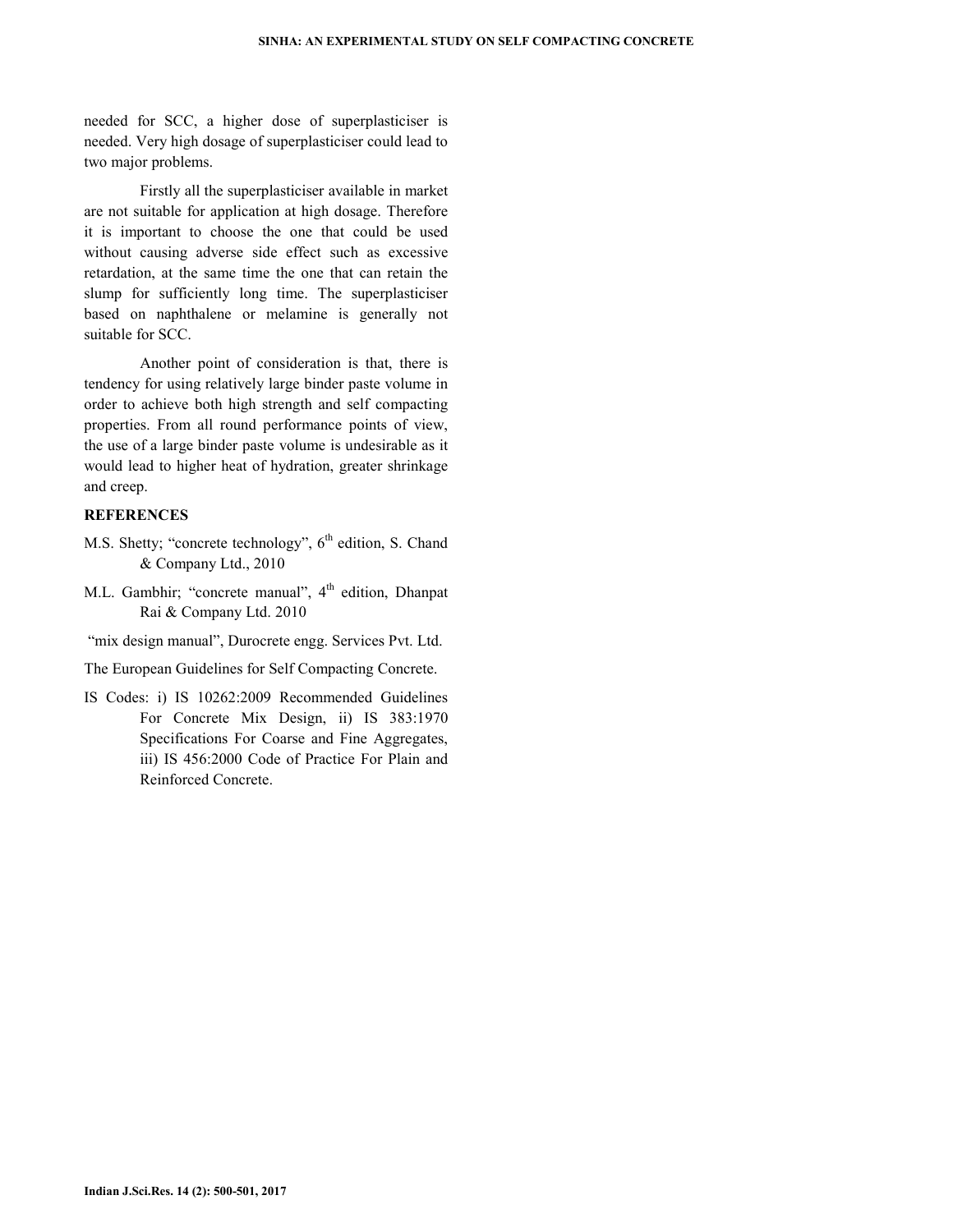needed for SCC, a higher dose of superplasticiser is needed. Very high dosage of superplasticiser could lead to two major problems.

Firstly all the superplasticiser available in market are not suitable for application at high dosage. Therefore it is important to choose the one that could be used without causing adverse side effect such as excessive retardation, at the same time the one that can retain the slump for sufficiently long time. The superplasticiser based on naphthalene or melamine is generally not suitable for SCC.

Another point of consideration is that, there is tendency for using relatively large binder paste volume in order to achieve both high strength and self compacting properties. From all round performance points of view, the use of a large binder paste volume is undesirable as it would lead to higher heat of hydration, greater shrinkage and creep.

## REFERENCES

M.S. Shetty; "concrete technology", 6th edition, S. Chand & Company Ltd., 2010

M.L. Gambhir; "concrete manual", 4th edition, Dhanpat Rai & Company Ltd. 2010

"mix design manual", Durocrete engg. Services Pvt. Ltd.

The European Guidelines for Self Compacting Concrete.

IS Codes: i) IS 10262:2009 Recommended Guidelines For Concrete Mix Design, ii) IS 383:1970 Specifications For Coarse and Fine Aggregates, iii) IS 456:2000 Code of Practice For Plain and Reinforced Concrete.